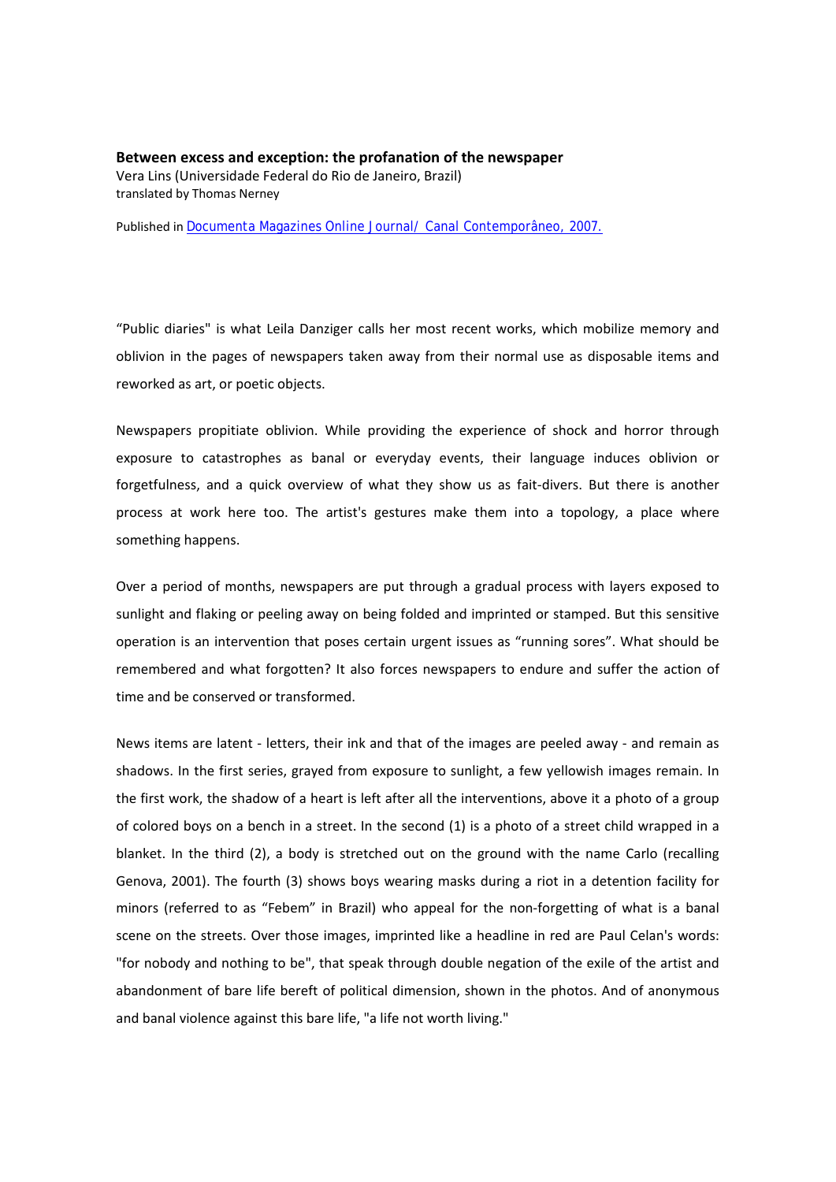**Between excess and exception: the profanation of the newspaper**

Vera Lins (Universidade Federal do Rio de Janeiro, Brazil)

translated by Thomas Nerney

Published in Documenta Magazines Online Journal/ Canal Contemporâneo, 2007.

“Public diaries" is what Leila Danziger calls her most recent works, which mobilize memory and oblivion in the pages of newspapers taken away from their normal use as disposable items and reworked as art, or poetic objects.

Newspapers propitiate oblivion. While providing the experience of shock and horror through exposure to catastrophes as banal or everyday events, their language induces oblivion or forgetfulness, and a quick overview of what they show us as fait-divers. But there is another process at work here too. The artist's gestures make them into a topology, a place where something happens.

Over a period of months, newspapers are put through a gradual process with layers exposed to sunlight and flaking or peeling away on being folded and imprinted or stamped. But this sensitive operation is an intervention that poses certain urgent issues as “running sores”. What should be remembered and what forgotten? It also forces newspapers to endure and suffer the action of time and be conserved or transformed.

News items are latent - letters, their ink and that of the images are peeled away - and remain as shadows. In the first series, grayed from exposure to sunlight, a few yellowish images remain. In the first work, the shadow of a heart is left after all the interventions, above it a photo of a group of colored boys on a bench in a street. In the second (1) is a photo of a street child wrapped in a blanket. In the third (2), a body is stretched out on the ground with the name Carlo (recalling Genova, 2001). The fourth (3) shows boys wearing masks during a riot in a detention facility for minors (referred to as “Febem” in Brazil) who appeal for the non-forgetting of what is a banal scene on the streets. Over those images, imprinted like a headline in red are Paul Celan's words: "for nobody and nothing to be", that speak through double negation of the exile of the artist and abandonment of bare life bereft of political dimension, shown in the photos. And of anonymous and banal violence against this bare life, "a life not worth living."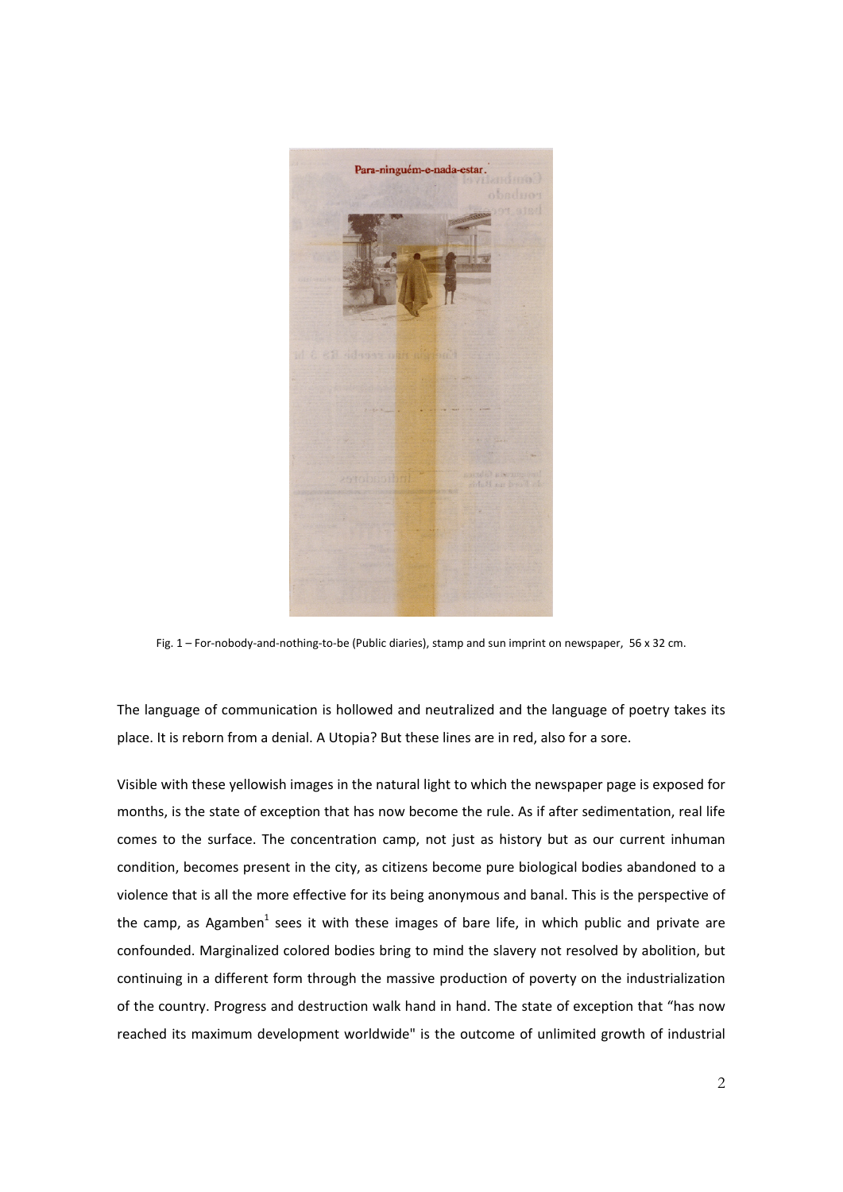Fig. 1 – For-nobody-and-nothing-to-be (Public diaries), stamp and sun imprint on newspaper, 56 x 32 cm.

The language of communication is hollowed and neutralized and the language of poetry takes its place. It is reborn from a denial. A Utopia? But these lines are in red, also for a sore.

Visible with these yellowish images in the natural light to which the newspaper page is exposed for months, is the state of exception that has now become the rule. As if after sedimentation, real life comes to the surface. The concentration camp, not just as history but as our current inhuman condition, becomes present in the city, as citizens become pure biological bodies abandoned to a violence that is all the more effective for its being anonymous and banal. This is the perspective of the camp, as Agamben[1] sees it with these images of bare life, in which public and private are confounded. Marginalized colored bodies bring to mind the slavery not resolved by abolition, but continuing in a different form through the massive production of poverty on the industrialization of the country. Progress and destruction walk hand in hand. The state of exception that "has now reached its maximum development worldwide" is the outcome of unlimited growth of industrial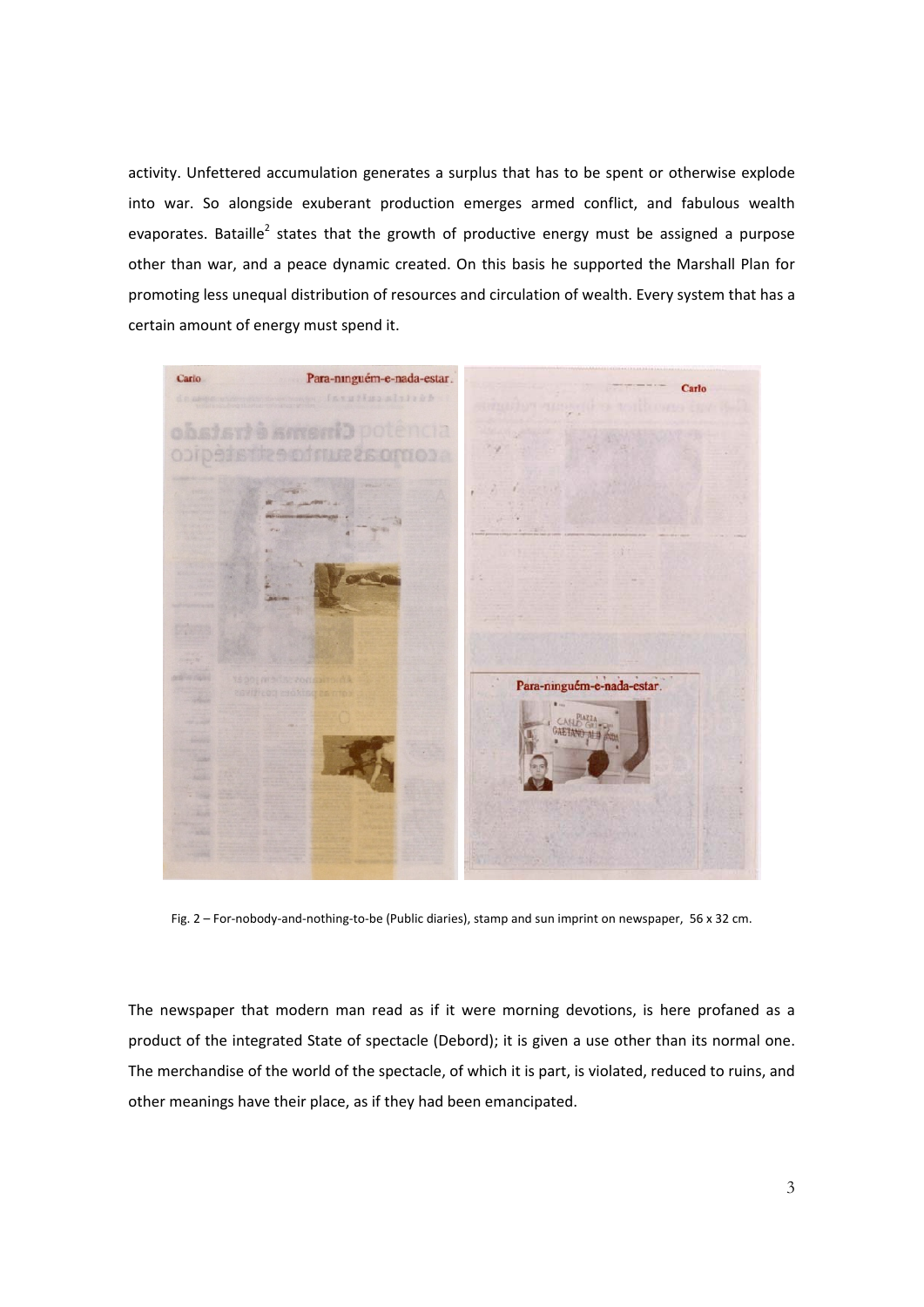activity. Unfettered accumulation generates a surplus that has to be spent or otherwise explode into war. So alongside exuberant production emerges armed conflict, and fabulous wealth evaporates. Bataille[2] states that the growth of productive energy must be assigned a purpose other than war, and a peace dynamic created. On this basis he supported the Marshall Plan for promoting less unequal distribution of resources and circulation of wealth. Every system that has a certain amount of energy must spend it.

Fig. 2 – For-nobody-and-nothing-to-be (Public diaries), stamp and sun imprint on newspaper, 56 x 32 cm.

The newspaper that modern man read as if it were morning devotions, is here profaned as a product of the integrated State of spectacle (Debord); it is given a use other than its normal one. The merchandise of the world of the spectacle, of which it is part, is violated, reduced to ruins, and other meanings have their place, as if they had been emancipated.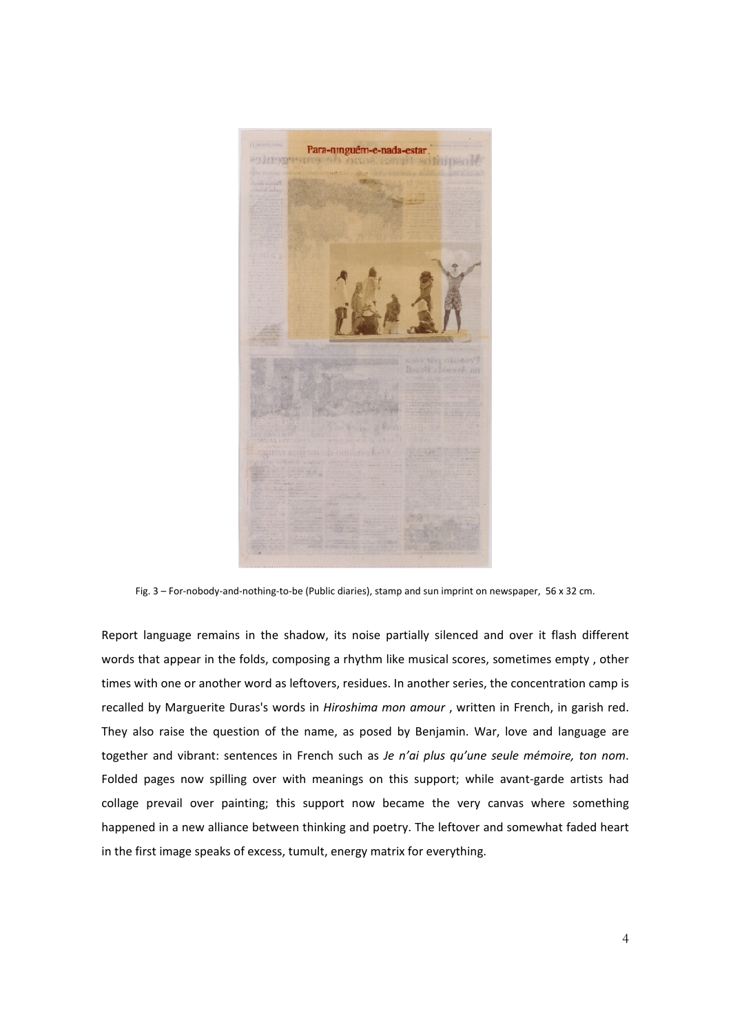Fig. 3 – For-nobody-and-nothing-to-be (Public diaries), stamp and sun imprint on newspaper, 56 x 32 cm.

Report language remains in the shadow, its noise partially silenced and over it flash different words that appear in the folds, composing a rhythm like musical scores, sometimes empty , other times with one or another word as leftovers, residues. In another series, the concentration camp is recalled by Marguerite Duras's words in *Hiroshima mon amour* , written in French, in garish red. They also raise the question of the name, as posed by Benjamin. War, love and language are together and vibrant: sentences in French such as *Je n'ai plus qu'une seule mémoire, ton nom*. Folded pages now spilling over with meanings on this support; while avant-garde artists had collage prevail over painting; this support now became the very canvas where something happened in a new alliance between thinking and poetry. The leftover and somewhat faded heart in the first image speaks of excess, tumult, energy matrix for everything.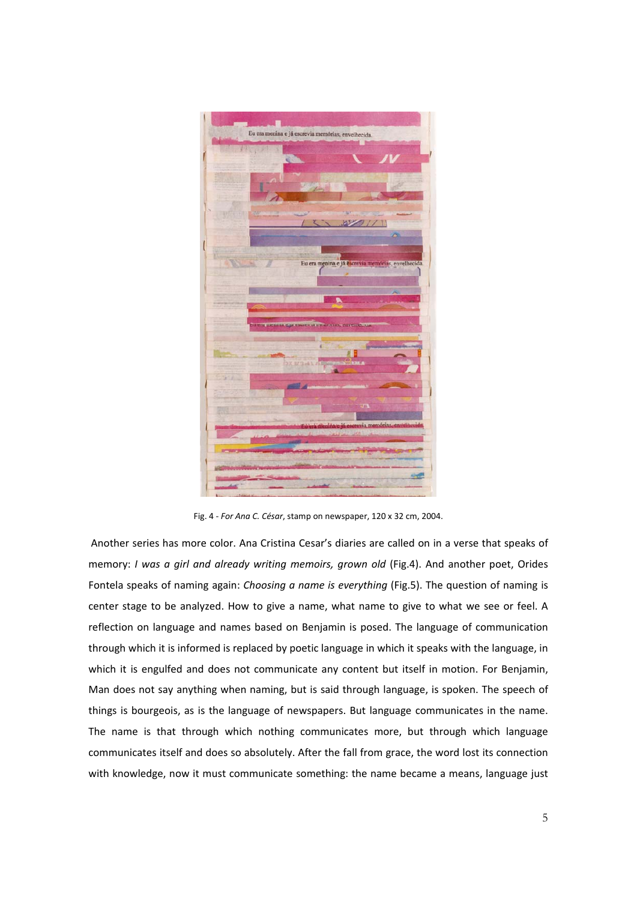Fig. 4 - *For Ana C. César*, stamp on newspaper, 120 x 32 cm, 2004.

Another series has more color. Ana Cristina Cesar's diaries are called on in a verse that speaks of memory: *I was a girl and already writing memoirs, grown old* (Fig.4). And another poet, Orides Fontela speaks of naming again: *Choosing a name is everything* (Fig.5). The question of naming is center stage to be analyzed. How to give a name, what name to give to what we see or feel. A reflection on language and names based on Benjamin is posed. The language of communication through which it is informed is replaced by poetic language in which it speaks with the language, in which it is engulfed and does not communicate any content but itself in motion. For Benjamin, Man does not say anything when naming, but is said through language, is spoken. The speech of things is bourgeois, as is the language of newspapers. But language communicates in the name. The name is that through which nothing communicates more, but through which language communicates itself and does so absolutely. After the fall from grace, the word lost its connection with knowledge, now it must communicate something: the name became a means, language just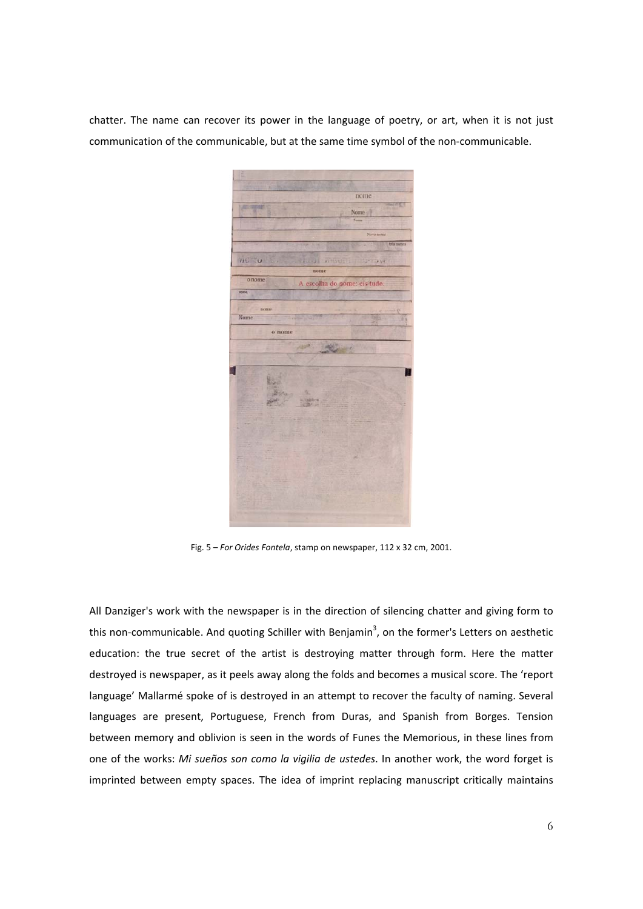chatter. The name can recover its power in the language of poetry, or art, when it is not just communication of the communicable, but at the same time symbol of the non-communicable.

Fig. 5 – *For Orides Fontela*, stamp on newspaper, 112 x 32 cm, 2001.

All Danziger's work with the newspaper is in the direction of silencing chatter and giving form to this non-communicable. And quoting Schiller with Benjamin[3], on the former's Letters on aesthetic education: the true secret of the artist is destroying matter through form. Here the matter destroyed is newspaper, as it peels away along the folds and becomes a musical score. The 'report language' Mallarmé spoke of is destroyed in an attempt to recover the faculty of naming. Several languages are present, Portuguese, French from Duras, and Spanish from Borges. Tension between memory and oblivion is seen in the words of Funes the Memorious, in these lines from one of the works: *Mi sueños son como la vigilia de ustedes*. In another work, the word forget is imprinted between empty spaces. The idea of imprint replacing manuscript critically maintains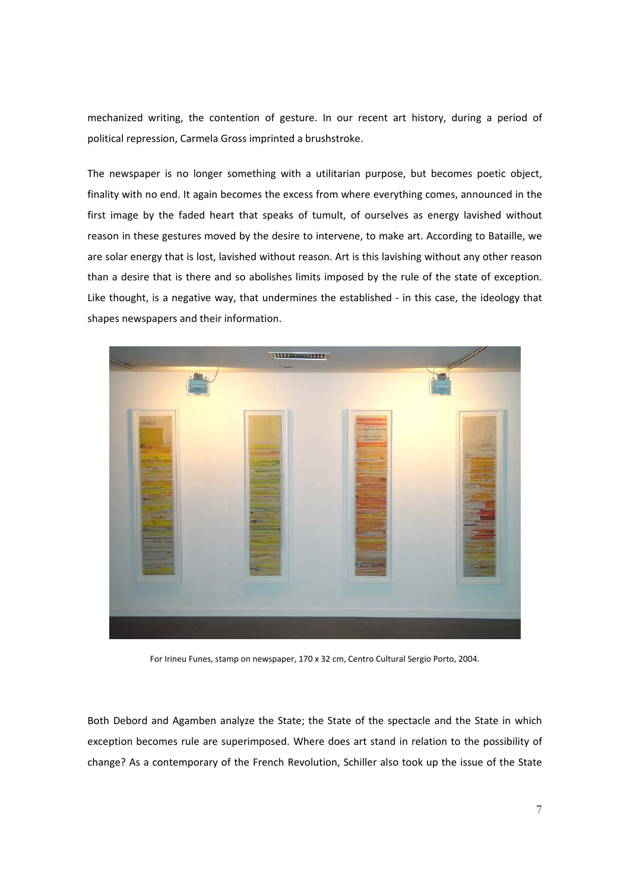mechanized writing, the contention of gesture. In our recent art history, during a period of political repression, Carmela Gross imprinted a brushstroke.

The newspaper is no longer something with a utilitarian purpose, but becomes poetic object, finality with no end. It again becomes the excess from where everything comes, announced in the first image by the faded heart that speaks of tumult, of ourselves as energy lavished without reason in these gestures moved by the desire to intervene, to make art. According to Bataille, we are solar energy that is lost, lavished without reason. Art is this lavishing without any other reason than a desire that is there and so abolishes limits imposed by the rule of the state of exception. Like thought, is a negative way, that undermines the established - in this case, the ideology that shapes newspapers and their information.

For Irineu Funes, stamp on newspaper, 170 x 32 cm, Centro Cultural Sergio Porto, 2004.

Both Debord and Agamben analyze the State; the State of the spectacle and the State in which exception becomes rule are superimposed. Where does art stand in relation to the possibility of change? As a contemporary of the French Revolution, Schiller also took up the issue of the State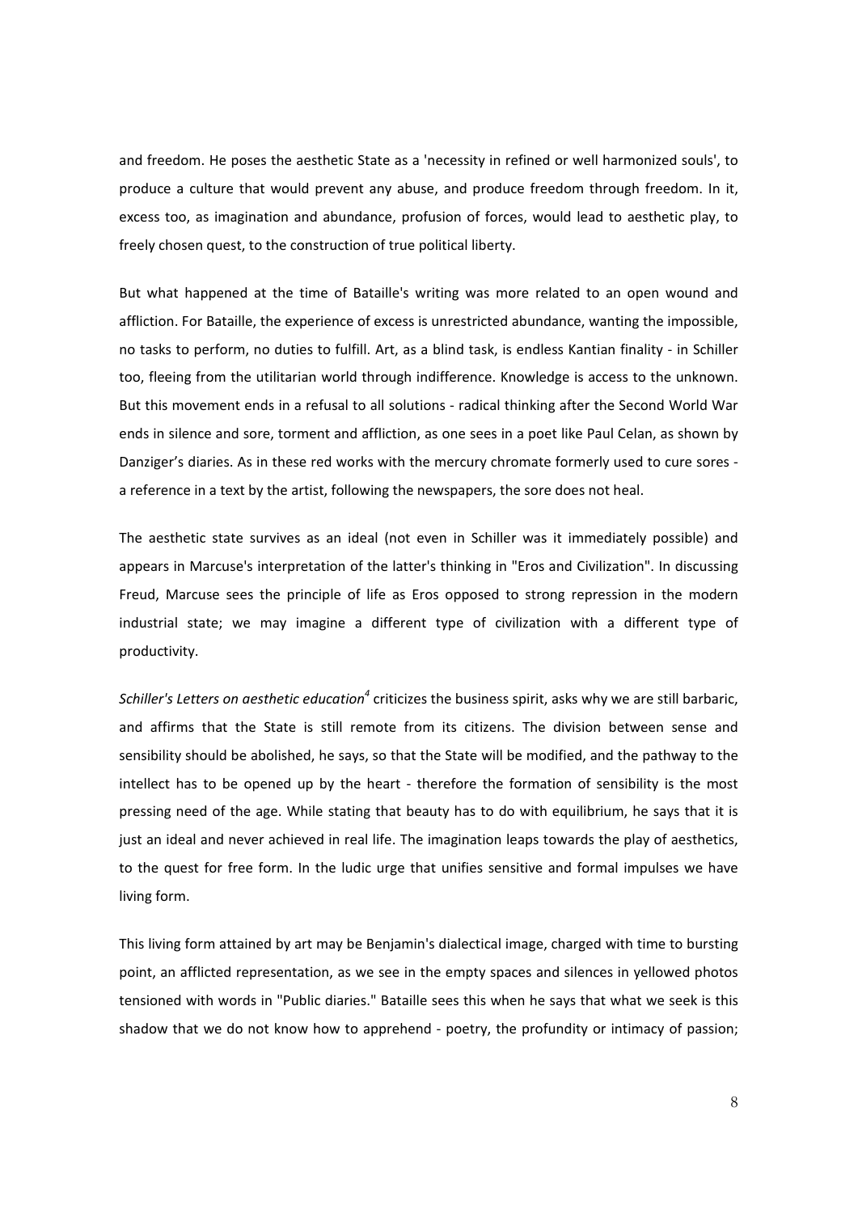and freedom. He poses the aesthetic State as a 'necessity in refined or well harmonized souls', to produce a culture that would prevent any abuse, and produce freedom through freedom. In it, excess too, as imagination and abundance, profusion of forces, would lead to aesthetic play, to freely chosen quest, to the construction of true political liberty.

But what happened at the time of Bataille's writing was more related to an open wound and affliction. For Bataille, the experience of excess is unrestricted abundance, wanting the impossible, no tasks to perform, no duties to fulfill. Art, as a blind task, is endless Kantian finality - in Schiller too, fleeing from the utilitarian world through indifference. Knowledge is access to the unknown. But this movement ends in a refusal to all solutions - radical thinking after the Second World War ends in silence and sore, torment and affliction, as one sees in a poet like Paul Celan, as shown by Danziger's diaries. As in these red works with the mercury chromate formerly used to cure sores - a reference in a text by the artist, following the newspapers, the sore does not heal.

The aesthetic state survives as an ideal (not even in Schiller was it immediately possible) and appears in Marcuse's interpretation of the latter's thinking in "Eros and Civilization". In discussing Freud, Marcuse sees the principle of life as Eros opposed to strong repression in the modern industrial state; we may imagine a different type of civilization with a different type of productivity.

*Schiller's Letters on aesthetic education*[4] criticizes the business spirit, asks why we are still barbaric, and affirms that the State is still remote from its citizens. The division between sense and sensibility should be abolished, he says, so that the State will be modified, and the pathway to the intellect has to be opened up by the heart - therefore the formation of sensibility is the most pressing need of the age. While stating that beauty has to do with equilibrium, he says that it is just an ideal and never achieved in real life. The imagination leaps towards the play of aesthetics, to the quest for free form. In the ludic urge that unifies sensitive and formal impulses we have living form.

This living form attained by art may be Benjamin's dialectical image, charged with time to bursting point, an afflicted representation, as we see in the empty spaces and silences in yellowed photos tensioned with words in "Public diaries." Bataille sees this when he says that what we seek is this shadow that we do not know how to apprehend - poetry, the profundity or intimacy of passion;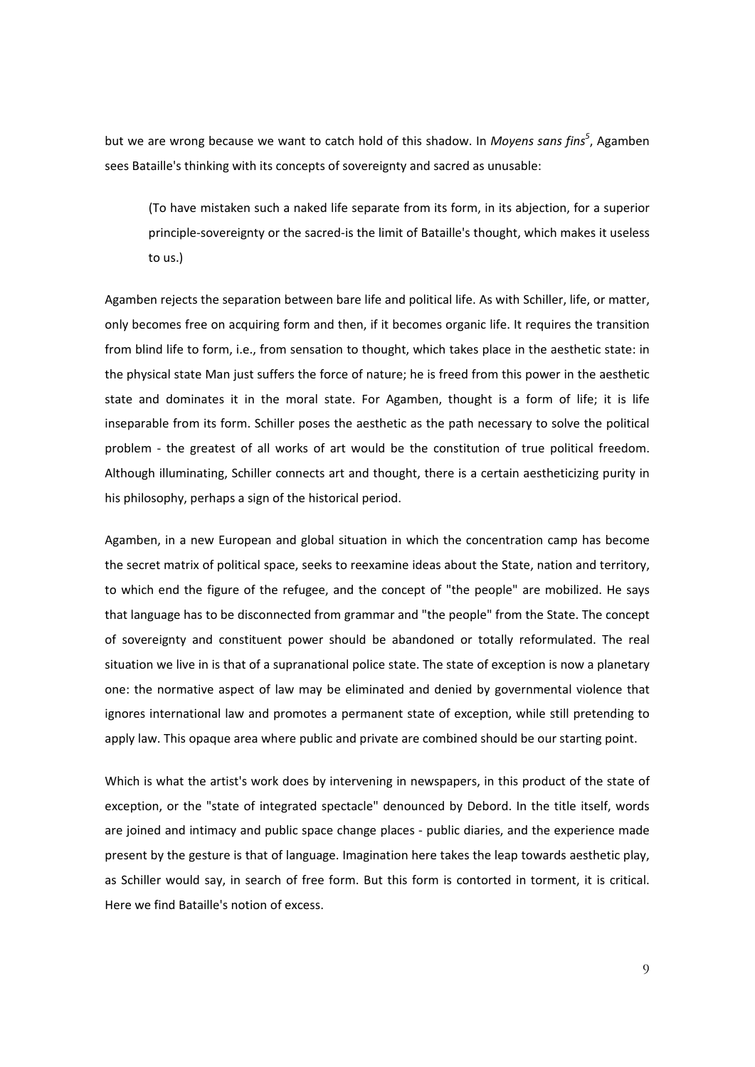but we are wrong because we want to catch hold of this shadow. In *Moyens sans fins*[5], Agamben sees Bataille's thinking with its concepts of sovereignty and sacred as unusable:

> (To have mistaken such a naked life separate from its form, in its abjection, for a superior principle-sovereignty or the sacred-is the limit of Bataille's thought, which makes it useless to us.)

Agamben rejects the separation between bare life and political life. As with Schiller, life, or matter, only becomes free on acquiring form and then, if it becomes organic life. It requires the transition from blind life to form, i.e., from sensation to thought, which takes place in the aesthetic state: in the physical state Man just suffers the force of nature; he is freed from this power in the aesthetic state and dominates it in the moral state. For Agamben, thought is a form of life; it is life inseparable from its form. Schiller poses the aesthetic as the path necessary to solve the political problem - the greatest of all works of art would be the constitution of true political freedom. Although illuminating, Schiller connects art and thought, there is a certain aestheticizing purity in his philosophy, perhaps a sign of the historical period.

Agamben, in a new European and global situation in which the concentration camp has become the secret matrix of political space, seeks to reexamine ideas about the State, nation and territory, to which end the figure of the refugee, and the concept of "the people" are mobilized. He says that language has to be disconnected from grammar and "the people" from the State. The concept of sovereignty and constituent power should be abandoned or totally reformulated. The real situation we live in is that of a supranational police state. The state of exception is now a planetary one: the normative aspect of law may be eliminated and denied by governmental violence that ignores international law and promotes a permanent state of exception, while still pretending to apply law. This opaque area where public and private are combined should be our starting point.

Which is what the artist's work does by intervening in newspapers, in this product of the state of exception, or the "state of integrated spectacle" denounced by Debord. In the title itself, words are joined and intimacy and public space change places - public diaries, and the experience made present by the gesture is that of language. Imagination here takes the leap towards aesthetic play, as Schiller would say, in search of free form. But this form is contorted in torment, it is critical. Here we find Bataille's notion of excess.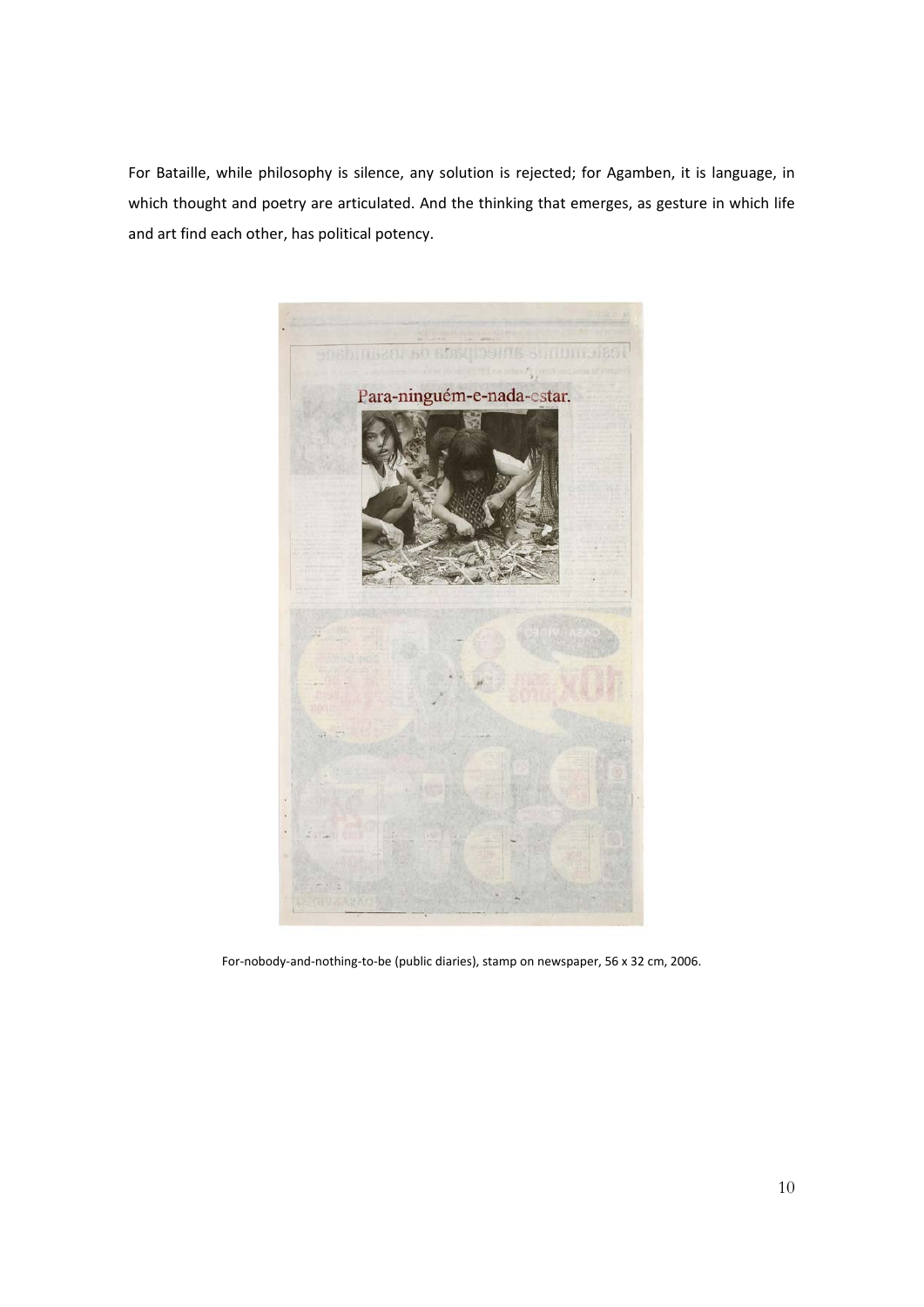For Bataille, while philosophy is silence, any solution is rejected; for Agamben, it is language, in which thought and poetry are articulated. And the thinking that emerges, as gesture in which life and art find each other, has political potency.

For-nobody-and-nothing-to-be (public diaries), stamp on newspaper, 56 x 32 cm, 2006.